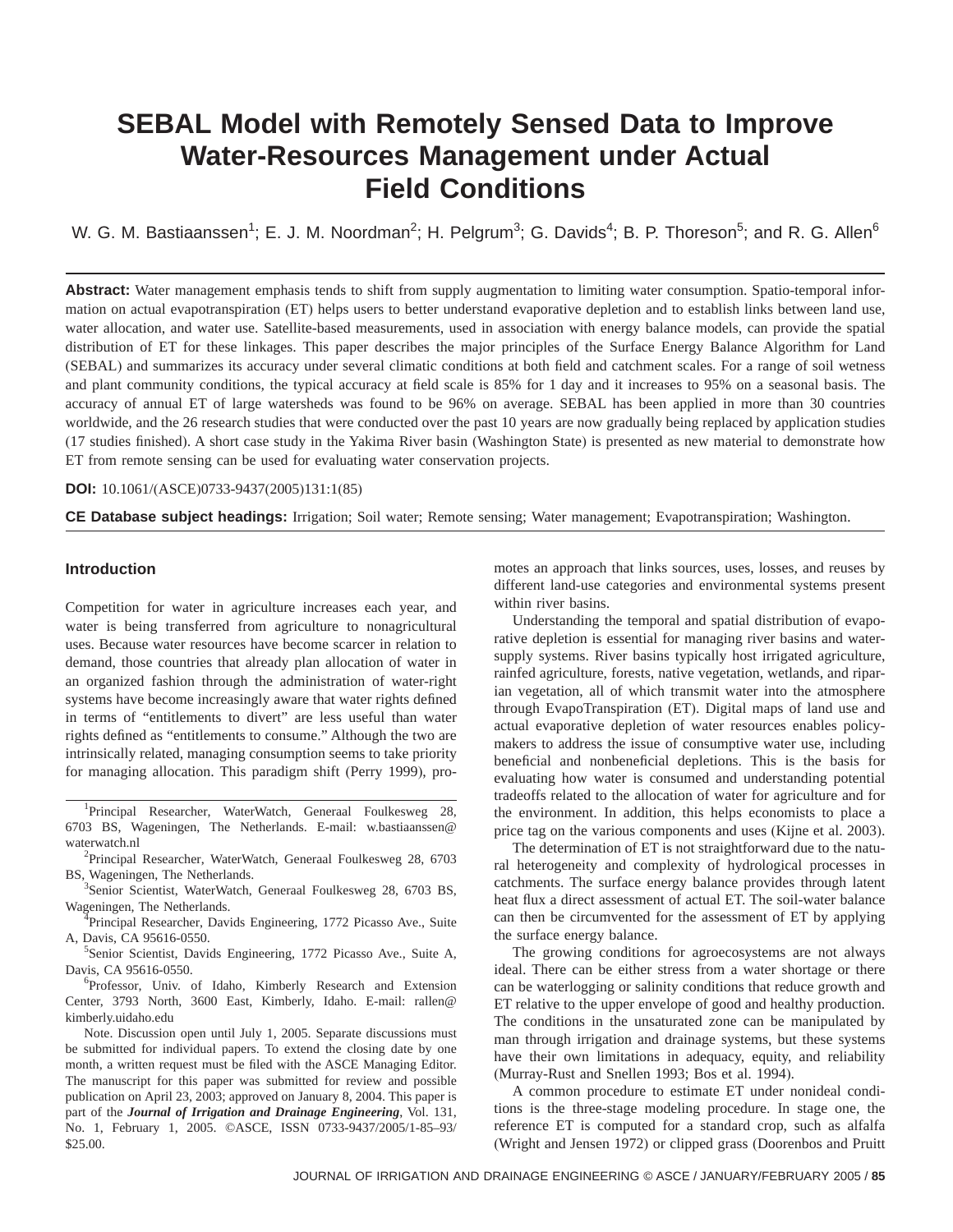# SEBAL Model with Remotely Sensed Data to Improve Water-Resources Management under Actual Field Conditions

W. G. M. Bastiaanssen[1]; E. J. M. Noordman[2]; H. Pelgrum[3]; G. Davids[4]; B. P. Thoreson[5]; and R. G. Allen[6]

**Abstract:** Water management emphasis tends to shift from supply augmentation to limiting water consumption. Spatio-temporal information on actual evapotranspiration (ET) helps users to better understand evaporative depletion and to establish links between land use, water allocation, and water use. Satellite-based measurements, used in association with energy balance models, can provide the spatial distribution of ET for these linkages. This paper describes the major principles of the Surface Energy Balance Algorithm for Land (SEBAL) and summarizes its accuracy under several climatic conditions at both field and catchment scales. For a range of soil wetness and plant community conditions, the typical accuracy at field scale is 85% for 1 day and it increases to 95% on a seasonal basis. The accuracy of annual ET of large watersheds was found to be 96% on average. SEBAL has been applied in more than 30 countries worldwide, and the 26 research studies that were conducted over the past 10 years are now gradually being replaced by application studies (17 studies finished). A short case study in the Yakima River basin (Washington State) is presented as new material to demonstrate how ET from remote sensing can be used for evaluating water conservation projects.

**DOI:** 10.1061/(ASCE)0733-9437(2005)131:1(85)

**CE Database subject headings:** Irrigation; Soil water; Remote sensing; Water management; Evapotranspiration; Washington.

## Introduction

Competition for water in agriculture increases each year, and water is being transferred from agriculture to nonagricultural uses. Because water resources have become scarcer in relation to demand, those countries that already plan allocation of water in an organized fashion through the administration of water-right systems have become increasingly aware that water rights defined in terms of "entitlements to divert" are less useful than water rights defined as "entitlements to consume." Although the two are intrinsically related, managing consumption seems to take priority for managing allocation. This paradigm shift (Perry 1999), promotes an approach that links sources, uses, losses, and reuses by different land-use categories and environmental systems present within river basins.

Understanding the temporal and spatial distribution of evaporative depletion is essential for managing river basins and water-supply systems. River basins typically host irrigated agriculture, rainfed agriculture, forests, native vegetation, wetlands, and riparian vegetation, all of which transmit water into the atmosphere through EvapoTranspiration (ET). Digital maps of land use and actual evaporative depletion of water resources enables policymakers to address the issue of consumptive water use, including beneficial and nonbeneficial depletions. This is the basis for evaluating how water is consumed and understanding potential tradeoffs related to the allocation of water for agriculture and for the environment. In addition, this helps economists to place a price tag on the various components and uses (Kijne et al. 2003).

The determination of ET is not straightforward due to the natural heterogeneity and complexity of hydrological processes in catchments. The surface energy balance provides through latent heat flux a direct assessment of actual ET. The soil-water balance can then be circumvented for the assessment of ET by applying the surface energy balance.

The growing conditions for agroecosystems are not always ideal. There can be either stress from a water shortage or there can be waterlogging or salinity conditions that reduce growth and ET relative to the upper envelope of good and healthy production. The conditions in the unsaturated zone can be manipulated by man through irrigation and drainage systems, but these systems have their own limitations in adequacy, equity, and reliability (Murray-Rust and Snellen 1993; Bos et al. 1994).

A common procedure to estimate ET under nonideal conditions is the three-stage modeling procedure. In stage one, the reference ET is computed for a standard crop, such as alfalfa (Wright and Jensen 1972) or clipped grass (Doorenbos and Pruitt

---

[1]Principal Researcher, WaterWatch, Generaal Foulkesweg 28, 6703 BS, Wageningen, The Netherlands. E-mail: w.bastiaanssen@waterwatch.nl

[2]Principal Researcher, WaterWatch, Generaal Foulkesweg 28, 6703 BS, Wageningen, The Netherlands.

[3]Senior Scientist, WaterWatch, Generaal Foulkesweg 28, 6703 BS, Wageningen, The Netherlands.

[4]Principal Researcher, Davids Engineering, 1772 Picasso Ave., Suite A, Davis, CA 95616-0550.

[5]Senior Scientist, Davids Engineering, 1772 Picasso Ave., Suite A, Davis, CA 95616-0550.

[6]Professor, Univ. of Idaho, Kimberly Research and Extension Center, 3793 North, 3600 East, Kimberly, Idaho. E-mail: rallen@kimberly.uidaho.edu

Note. Discussion open until July 1, 2005. Separate discussions must be submitted for individual papers. To extend the closing date by one month, a written request must be filed with the ASCE Managing Editor. The manuscript for this paper was submitted for review and possible publication on April 23, 2003; approved on January 8, 2004. This paper is part of the ***Journal of Irrigation and Drainage Engineering***, Vol. 131, No. 1, February 1, 2005. ©ASCE, ISSN 0733-9437/2005/1-85–93/$25.00.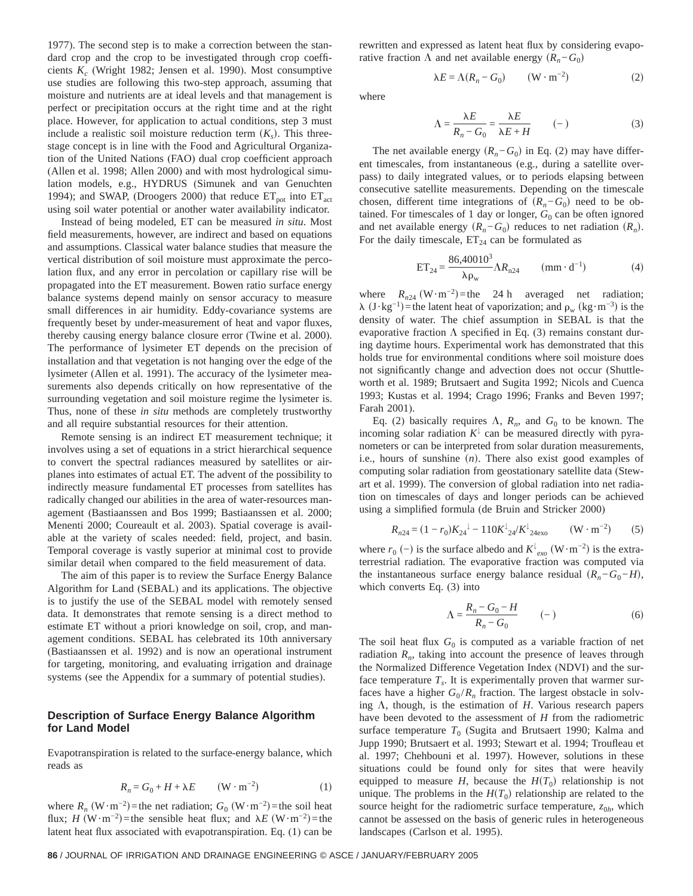1977). The second step is to make a correction between the standard crop and the crop to be investigated through crop coefficients $K_c$ (Wright 1982; Jensen et al. 1990). Most consumptive use studies are following this two-step approach, assuming that moisture and nutrients are at ideal levels and that management is perfect or precipitation occurs at the right time and at the right place. However, for application to actual conditions, step 3 must include a realistic soil moisture reduction term ($K_s$). This three-stage concept is in line with the Food and Agricultural Organization of the United Nations (FAO) dual crop coefficient approach (Allen et al. 1998; Allen 2000) and with most hydrological simulation models, e.g., HYDRUS (Simunek and van Genuchten 1994); and SWAP, (Droogers 2000) that reduce $ET_{pot}$ into $ET_{act}$ using soil water potential or another water availability indicator.

Instead of being modeled, ET can be measured *in situ*. Most field measurements, however, are indirect and based on equations and assumptions. Classical water balance studies that measure the vertical distribution of soil moisture must approximate the percolation flux, and any error in percolation or capillary rise will be propagated into the ET measurement. Bowen ratio surface energy balance systems depend mainly on sensor accuracy to measure small differences in air humidity. Eddy-covariance systems are frequently beset by under-measurement of heat and vapor fluxes, thereby causing energy balance closure error (Twine et al. 2000). The performance of lysimeter ET depends on the precision of installation and that vegetation is not hanging over the edge of the lysimeter (Allen et al. 1991). The accuracy of the lysimeter measurements also depends critically on how representative of the surrounding vegetation and soil moisture regime the lysimeter is. Thus, none of these *in situ* methods are completely trustworthy and all require substantial resources for their attention.

Remote sensing is an indirect ET measurement technique; it involves using a set of equations in a strict hierarchical sequence to convert the spectral radiances measured by satellites or airplanes into estimates of actual ET. The advent of the possibility to indirectly measure fundamental ET processes from satellites has radically changed our abilities in the area of water-resources management (Bastiaanssen and Bos 1999; Bastiaanssen et al. 2000; Menenti 2000; Coureault et al. 2003). Spatial coverage is available at the variety of scales needed: field, project, and basin. Temporal coverage is vastly superior at minimal cost to provide similar detail when compared to the field measurement of data.

The aim of this paper is to review the Surface Energy Balance Algorithm for Land (SEBAL) and its applications. The objective is to justify the use of the SEBAL model with remotely sensed data. It demonstrates that remote sensing is a direct method to estimate ET without a priori knowledge on soil, crop, and management conditions. SEBAL has celebrated its 10th anniversary (Bastiaanssen et al. 1992) and is now an operational instrument for targeting, monitoring, and evaluating irrigation and drainage systems (see the Appendix for a summary of potential studies).

## Description of Surface Energy Balance Algorithm for Land Model

Evapotranspiration is related to the surface-energy balance, which reads as

$$R_n = G_0 + H + \lambda E \qquad (\mathrm{W \cdot m^{-2}}) \tag{1}$$

where $R_n$ ($\mathrm{W \cdot m^{-2}}$) = the net radiation; $G_0$ ($\mathrm{W \cdot m^{-2}}$) = the soil heat flux; $H$ ($\mathrm{W \cdot m^{-2}}$) = the sensible heat flux; and $\lambda E$ ($\mathrm{W \cdot m^{-2}}$) = the latent heat flux associated with evapotranspiration. Eq. (1) can be rewritten and expressed as latent heat flux by considering evaporative fraction $\Lambda$ and net available energy $(R_n - G_0)$

$$\lambda E = \Lambda (R_n - G_0) \qquad (\mathrm{W \cdot m^{-2}}) \tag{2}$$

where

$$\Lambda = \frac{\lambda E}{R_n - G_0} = \frac{\lambda E}{\lambda E + H} \qquad (-) \tag{3}$$

The net available energy $(R_n - G_0)$ in Eq. (2) may have different timescales, from instantaneous (e.g., during a satellite overpass) to daily integrated values, or to periods elapsing between consecutive satellite measurements. Depending on the timescale chosen, different time integrations of $(R_n - G_0)$ need to be obtained. For timescales of 1 day or longer, $G_0$ can be often ignored and net available energy $(R_n - G_0)$ reduces to net radiation ($R_n$). For the daily timescale, $ET_{24}$ can be formulated as

$$ET_{24} = \frac{86{,}40010^3}{\lambda \rho_w} \Lambda R_{n24} \qquad (\mathrm{mm \cdot d^{-1}}) \tag{4}$$

where $R_{n24}$ ($\mathrm{W \cdot m^{-2}}$) = the 24 h averaged net radiation; $\lambda$ ($\mathrm{J \cdot kg^{-1}}$) = the latent heat of vaporization; and $\rho_w$ ($\mathrm{kg \cdot m^{-3}}$) is the density of water. The chief assumption in SEBAL is that the evaporative fraction $\Lambda$ specified in Eq. (3) remains constant during daytime hours. Experimental work has demonstrated that this holds true for environmental conditions where soil moisture does not significantly change and advection does not occur (Shuttleworth et al. 1989; Brutsaert and Sugita 1992; Nicols and Cuenca 1993; Kustas et al. 1994; Crago 1996; Franks and Beven 1997; Farah 2001).

Eq. (2) basically requires $\Lambda$, $R_n$, and $G_0$ to be known. The incoming solar radiation $K^{\downarrow}$ can be measured directly with pyranometers or can be interpreted from solar duration measurements, i.e., hours of sunshine ($n$). There also exist good examples of computing solar radiation from geostationary satellite data (Stewart et al. 1999). The conversion of global radiation into net radiation on timescales of days and longer periods can be achieved using a simplified formula (de Bruin and Stricker 2000)

$$R_{n24} = (1 - r_0) K_{24}^{\downarrow} - 110 K_{24}^{\downarrow} / K_{24exo}^{\downarrow} \qquad (\mathrm{W \cdot m^{-2}}) \tag{5}$$

where $r_0$ (−) is the surface albedo and $K_{exo}^{\downarrow}$ ($\mathrm{W \cdot m^{-2}}$) is the extraterrestrial radiation. The evaporative fraction was computed via the instantaneous surface energy balance residual $(R_n - G_0 - H)$, which converts Eq. (3) into

$$\Lambda = \frac{R_n - G_0 - H}{R_n - G_0} \qquad (-) \tag{6}$$

The soil heat flux $G_0$ is computed as a variable fraction of net radiation $R_n$, taking into account the presence of leaves through the Normalized Difference Vegetation Index (NDVI) and the surface temperature $T_s$. It is experimentally proven that warmer surfaces have a higher $G_0/R_n$ fraction. The largest obstacle in solving $\Lambda$, though, is the estimation of $H$. Various research papers have been devoted to the assessment of $H$ from the radiometric surface temperature $T_0$ (Sugita and Brutsaert 1990; Kalma and Jupp 1990; Brutsaert et al. 1993; Stewart et al. 1994; Troufleau et al. 1997; Chehbouni et al. 1997). However, solutions in these situations could be found only for sites that were heavily equipped to measure $H$, because the $H(T_0)$ relationship is not unique. The problems in the $H(T_0)$ relationship are related to the source height for the radiometric surface temperature, $z_{0h}$, which cannot be assessed on the basis of generic rules in heterogeneous landscapes (Carlson et al. 1995).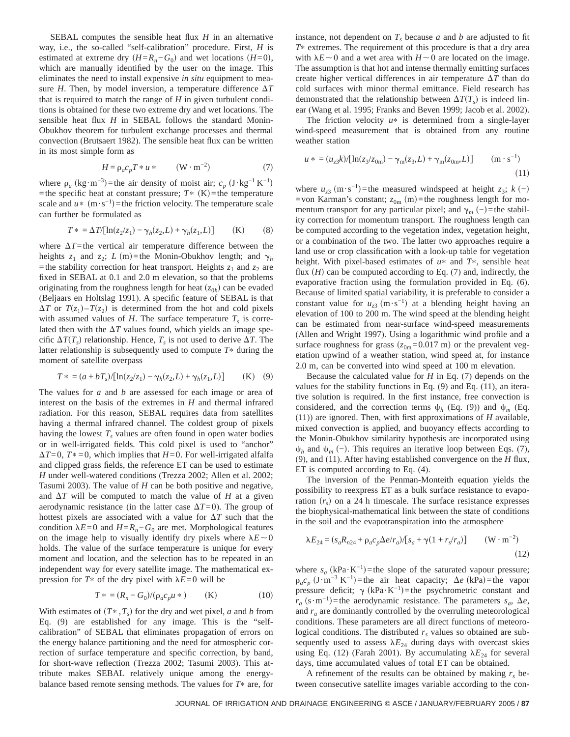SEBAL computes the sensible heat flux $H$ in an alternative way, i.e., the so-called "self-calibration" procedure. First, $H$ is estimated at extreme dry ($H = R_n - G_0$) and wet locations ($H = 0$), which are manually identified by the user on the image. This eliminates the need to install expensive *in situ* equipment to measure $H$. Then, by model inversion, a temperature difference $\Delta T$ that is required to match the range of $H$ in given turbulent conditions is obtained for these two extreme dry and wet locations. The sensible heat flux $H$ in SEBAL follows the standard Monin-Obukhov theorem for turbulent exchange processes and thermal convection (Brutsaert 1982). The sensible heat flux can be written in its most simple form as

$$H = \rho_a c_p T * u * \qquad (\mathrm{W \cdot m^{-2}}) \tag{7}$$

where $\rho_a$ ($\mathrm{kg \cdot m^{-3}}$) = the air density of moist air; $c_p$ ($\mathrm{J \cdot kg^{-1}\, K^{-1}}$) = the specific heat at constant pressure; $T*$ (K) = the temperature scale and $u*$ ($\mathrm{m \cdot s^{-1}}$) = the friction velocity. The temperature scale can further be formulated as

$$T* = \Delta T / [\ln(z_2/z_1) - \gamma_h(z_2, L) + \gamma_h(z_1, L)] \qquad (\mathrm{K}) \tag{8}$$

where $\Delta T$ = the vertical air temperature difference between the heights $z_1$ and $z_2$; $L$ (m) = the Monin-Obukhov length; and $\gamma_h$ = the stability correction for heat transport. Heights $z_1$ and $z_2$ are fixed in SEBAL at 0.1 and 2.0 m elevation, so that the problems originating from the roughness length for heat ($z_{0h}$) can be evaded (Beljaars en Holtslag 1991). A specific feature of SEBAL is that $\Delta T$ or $T(z_1) - T(z_2)$ is determined from the hot and cold pixels with assumed values of $H$. The surface temperature $T_s$ is correlated then with the $\Delta T$ values found, which yields an image specific $\Delta T(T_s)$ relationship. Hence, $T_s$ is not used to derive $\Delta T$. The latter relationship is subsequently used to compute $T*$ during the moment of satellite overpass

$$T* = (a + bT_s) / [\ln(z_2/z_1) - \gamma_h(z_2, L) + \gamma_h(z_1, L)] \qquad (\mathrm{K}) \tag{9}$$

The values for $a$ and $b$ are assessed for each image or area of interest on the basis of the extremes in $H$ and thermal infrared radiation. For this reason, SEBAL requires data from satellites having a thermal infrared channel. The coldest group of pixels having the lowest $T_s$ values are often found in open water bodies or in well-irrigated fields. This cold pixel is used to "anchor" $\Delta T = 0$, $T* = 0$, which implies that $H = 0$. For well-irrigated alfalfa and clipped grass fields, the reference ET can be used to estimate $H$ under well-watered conditions (Trezza 2002; Allen et al. 2002; Tasumi 2003). The value of $H$ can be both positive and negative, and $\Delta T$ will be computed to match the value of $H$ at a given aerodynamic resistance (in the latter case $\Delta T = 0$). The group of hottest pixels are associated with a value for $\Delta T$ such that the condition $\lambda E = 0$ and $H = R_n - G_0$ are met. Morphological features on the image help to visually identify dry pixels where $\lambda E \sim 0$ holds. The value of the surface temperature is unique for every moment and location, and the selection has to be repeated in an independent way for every satellite image. The mathematical expression for $T*$ of the dry pixel with $\lambda E = 0$ will be

$$T* = (R_n - G_0) / (\rho_a c_p u*) \qquad (\mathrm{K}) \tag{10}$$

With estimates of $(T*, T_s)$ for the dry and wet pixel, $a$ and $b$ from Eq. (9) are established for any image. This is the "self-calibration" of SEBAL that eliminates propagation of errors on the energy balance partitioning and the need for atmospheric correction of surface temperature and specific correction, by band, for short-wave reflection (Trezza 2002; Tasumi 2003). This attribute makes SEBAL relatively unique among the energy-balance based remote sensing methods. The values for $T*$ are, for instance, not dependent on $T_s$ because $a$ and $b$ are adjusted to fit $T*$ extremes. The requirement of this procedure is that a dry area with $\lambda E \sim 0$ and a wet area with $H \sim 0$ are located on the image. The assumption is that hot and intense thermally emitting surfaces create higher vertical differences in air temperature $\Delta T$ than do cold surfaces with minor thermal emittance. Field research has demonstrated that the relationship between $\Delta T(T_s)$ is indeed linear (Wang et al. 1995; Franks and Beven 1999; Jacob et al. 2002).

The friction velocity $u*$ is determined from a single-layer wind-speed measurement that is obtained from any routine weather station

$$u* = (u_{z3} k) / [\ln(z_3/z_{0m}) - \gamma_m(z_3, L) + \gamma_m(z_{0m}, L)] \qquad (\mathrm{m \cdot s^{-1}}) \tag{11}$$

where $u_{z3}$ ($\mathrm{m \cdot s^{-1}}$) = the measured windspeed at height $z_3$; $k$ (−) = von Karman's constant; $z_{0m}$ (m) = the roughness length for momentum transport for any particular pixel; and $\gamma_m$ (−) = the stability correction for momentum transport. The roughness length can be computed according to the vegetation index, vegetation height, or a combination of the two. The latter two approaches require a land use or crop classification with a look-up table for vegetation height. With pixel-based estimates of $u*$ and $T*$, sensible heat flux ($H$) can be computed according to Eq. (7) and, indirectly, the evaporative fraction using the formulation provided in Eq. (6). Because of limited spatial variability, it is preferable to consider a constant value for $u_{z3}$ ($\mathrm{m \cdot s^{-1}}$) at a blending height having an elevation of 100 to 200 m. The wind speed at the blending height can be estimated from near-surface wind-speed measurements (Allen and Wright 1997). Using a logarithmic wind profile and a surface roughness for grass ($z_{0m} = 0.017$ m) or the prevalent vegetation upwind of a weather station, wind speed at, for instance 2.0 m, can be converted into wind speed at 100 m elevation.

Because the calculated value for $H$ in Eq. (7) depends on the values for the stability functions in Eq. (9) and Eq. (11), an iterative solution is required. In the first instance, free convection is considered, and the correction terms $\psi_h$ (Eq. (9)) and $\psi_m$ (Eq. (11)) are ignored. Then, with first approximations of $H$ available, mixed convection is applied, and buoyancy effects according to the Monin-Obukhov similarity hypothesis are incorporated using $\psi_h$ and $\psi_m$ (−). This requires an iterative loop between Eqs. (7), (9), and (11). After having established convergence on the $H$ flux, ET is computed according to Eq. (4).

The inversion of the Penman-Monteith equation yields the possibility to reexpress ET as a bulk surface resistance to evaporation ($r_s$) on a 24 h timescale. The surface resistance expresses the biophysical-mathematical link between the state of conditions in the soil and the evapotranspiration into the atmosphere

$$\lambda E_{24} = (s_a R_{n24} + \rho_a c_p \Delta e / r_a) / [s_a + \gamma(1 + r_s/r_a)] \qquad (\mathrm{W \cdot m^{-2}}) \tag{12}$$

where $s_a$ ($\mathrm{kPa \cdot K^{-1}}$) = the slope of the saturated vapour pressure; $\rho_a c_p$ ($\mathrm{J \cdot m^{-3}\, K^{-1}}$) = the air heat capacity; $\Delta e$ (kPa) = the vapor pressure deficit; $\gamma$ ($\mathrm{kPa \cdot K^{-1}}$) = the psychrometric constant and $r_a$ ($\mathrm{s \cdot m^{-1}}$) = the aerodynamic resistance. The parameters $s_a$, $\Delta e$, and $r_a$ are dominantly controlled by the overruling meteorological conditions. These parameters are all direct functions of meteorological conditions. The distributed $r_s$ values so obtained are subsequently used to assess $\lambda E_{24}$ during days with overcast skies using Eq. (12) (Farah 2001). By accumulating $\lambda E_{24}$ for several days, time accumulated values of total ET can be obtained.

A refinement of the results can be obtained by making $r_s$ between consecutive satellite images variable according to the con-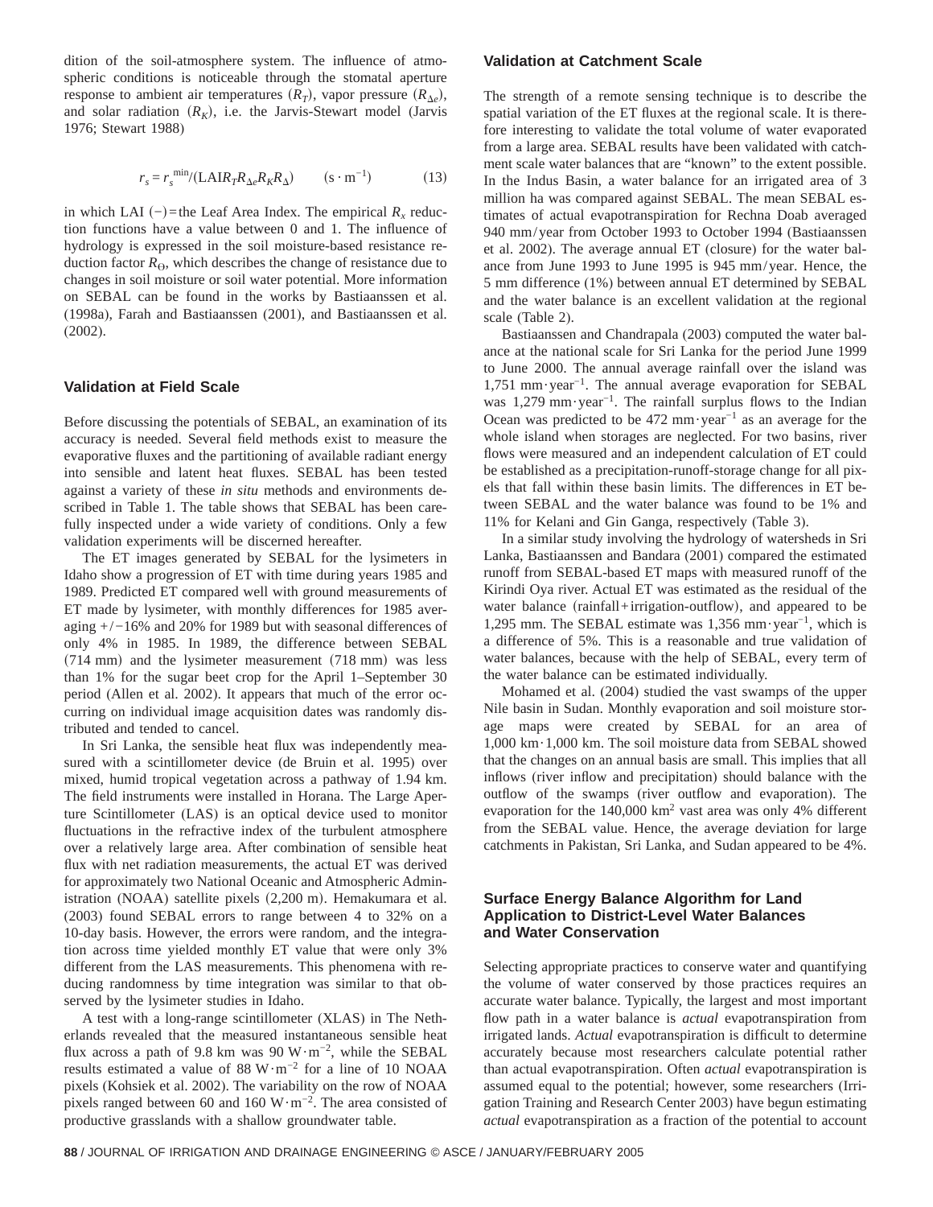dition of the soil-atmosphere system. The influence of atmospheric conditions is noticeable through the stomatal aperture response to ambient air temperatures $(R_T)$, vapor pressure $(R_{\Delta e})$, and solar radiation $(R_K)$, i.e. the Jarvis-Stewart model (Jarvis 1976; Stewart 1988)

$$r_s = r_s^{\min}/(\text{LAI} R_T R_{\Delta e} R_K R_\Delta) \qquad (\text{s} \cdot \text{m}^{-1}) \tag{13}$$

in which LAI (−) = the Leaf Area Index. The empirical $R_x$ reduction functions have a value between 0 and 1. The influence of hydrology is expressed in the soil moisture-based resistance reduction factor $R_\Theta$, which describes the change of resistance due to changes in soil moisture or soil water potential. More information on SEBAL can be found in the works by Bastiaanssen et al. (1998a), Farah and Bastiaanssen (2001), and Bastiaanssen et al. (2002).

## Validation at Field Scale

Before discussing the potentials of SEBAL, an examination of its accuracy is needed. Several field methods exist to measure the evaporative fluxes and the partitioning of available radiant energy into sensible and latent heat fluxes. SEBAL has been tested against a variety of these *in situ* methods and environments described in Table 1. The table shows that SEBAL has been carefully inspected under a wide variety of conditions. Only a few validation experiments will be discerned hereafter.

The ET images generated by SEBAL for the lysimeters in Idaho show a progression of ET with time during years 1985 and 1989. Predicted ET compared well with ground measurements of ET made by lysimeter, with monthly differences for 1985 averaging +/−16% and 20% for 1989 but with seasonal differences of only 4% in 1985. In 1989, the difference between SEBAL (714 mm) and the lysimeter measurement (718 mm) was less than 1% for the sugar beet crop for the April 1–September 30 period (Allen et al. 2002). It appears that much of the error occurring on individual image acquisition dates was randomly distributed and tended to cancel.

In Sri Lanka, the sensible heat flux was independently measured with a scintillometer device (de Bruin et al. 1995) over mixed, humid tropical vegetation across a pathway of 1.94 km. The field instruments were installed in Horana. The Large Aperture Scintillometer (LAS) is an optical device used to monitor fluctuations in the refractive index of the turbulent atmosphere over a relatively large area. After combination of sensible heat flux with net radiation measurements, the actual ET was derived for approximately two National Oceanic and Atmospheric Administration (NOAA) satellite pixels (2,200 m). Hemakumara et al. (2003) found SEBAL errors to range between 4 to 32% on a 10-day basis. However, the errors were random, and the integration across time yielded monthly ET value that were only 3% different from the LAS measurements. This phenomena with reducing randomness by time integration was similar to that observed by the lysimeter studies in Idaho.

A test with a long-range scintillometer (XLAS) in The Netherlands revealed that the measured instantaneous sensible heat flux across a path of 9.8 km was 90 $\text{W} \cdot \text{m}^{-2}$, while the SEBAL results estimated a value of 88 $\text{W} \cdot \text{m}^{-2}$ for a line of 10 NOAA pixels (Kohsiek et al. 2002). The variability on the row of NOAA pixels ranged between 60 and 160 $\text{W} \cdot \text{m}^{-2}$. The area consisted of productive grasslands with a shallow groundwater table.

## Validation at Catchment Scale

The strength of a remote sensing technique is to describe the spatial variation of the ET fluxes at the regional scale. It is therefore interesting to validate the total volume of water evaporated from a large area. SEBAL results have been validated with catchment scale water balances that are "known" to the extent possible. In the Indus Basin, a water balance for an irrigated area of 3 million ha was compared against SEBAL. The mean SEBAL estimates of actual evapotranspiration for Rechna Doab averaged 940 mm/year from October 1993 to October 1994 (Bastiaanssen et al. 2002). The average annual ET (closure) for the water balance from June 1993 to June 1995 is 945 mm/year. Hence, the 5 mm difference (1%) between annual ET determined by SEBAL and the water balance is an excellent validation at the regional scale (Table 2).

Bastiaanssen and Chandrapala (2003) computed the water balance at the national scale for Sri Lanka for the period June 1999 to June 2000. The annual average rainfall over the island was 1,751 $\text{mm} \cdot \text{year}^{-1}$. The annual average evaporation for SEBAL was 1,279 $\text{mm} \cdot \text{year}^{-1}$. The rainfall surplus flows to the Indian Ocean was predicted to be 472 $\text{mm} \cdot \text{year}^{-1}$ as an average for the whole island when storages are neglected. For two basins, river flows were measured and an independent calculation of ET could be established as a precipitation-runoff-storage change for all pixels that fall within these basin limits. The differences in ET between SEBAL and the water balance was found to be 1% and 11% for Kelani and Gin Ganga, respectively (Table 3).

In a similar study involving the hydrology of watersheds in Sri Lanka, Bastiaanssen and Bandara (2001) compared the estimated runoff from SEBAL-based ET maps with measured runoff of the Kirindi Oya river. Actual ET was estimated as the residual of the water balance (rainfall + irrigation-outflow), and appeared to be 1,295 mm. The SEBAL estimate was 1,356 $\text{mm} \cdot \text{year}^{-1}$, which is a difference of 5%. This is a reasonable and true validation of water balances, because with the help of SEBAL, every term of the water balance can be estimated individually.

Mohamed et al. (2004) studied the vast swamps of the upper Nile basin in Sudan. Monthly evaporation and soil moisture storage maps were created by SEBAL for an area of 1,000 km · 1,000 km. The soil moisture data from SEBAL showed that the changes on an annual basis are small. This implies that all inflows (river inflow and precipitation) should balance with the outflow of the swamps (river outflow and evaporation). The evaporation for the 140,000 $\text{km}^2$ vast area was only 4% different from the SEBAL value. Hence, the average deviation for large catchments in Pakistan, Sri Lanka, and Sudan appeared to be 4%.

## Surface Energy Balance Algorithm for Land Application to District-Level Water Balances and Water Conservation

Selecting appropriate practices to conserve water and quantifying the volume of water conserved by those practices requires an accurate water balance. Typically, the largest and most important flow path in a water balance is *actual* evapotranspiration from irrigated lands. *Actual* evapotranspiration is difficult to determine accurately because most researchers calculate potential rather than actual evapotranspiration. Often *actual* evapotranspiration is assumed equal to the potential; however, some researchers (Irrigation Training and Research Center 2003) have begun estimating *actual* evapotranspiration as a fraction of the potential to account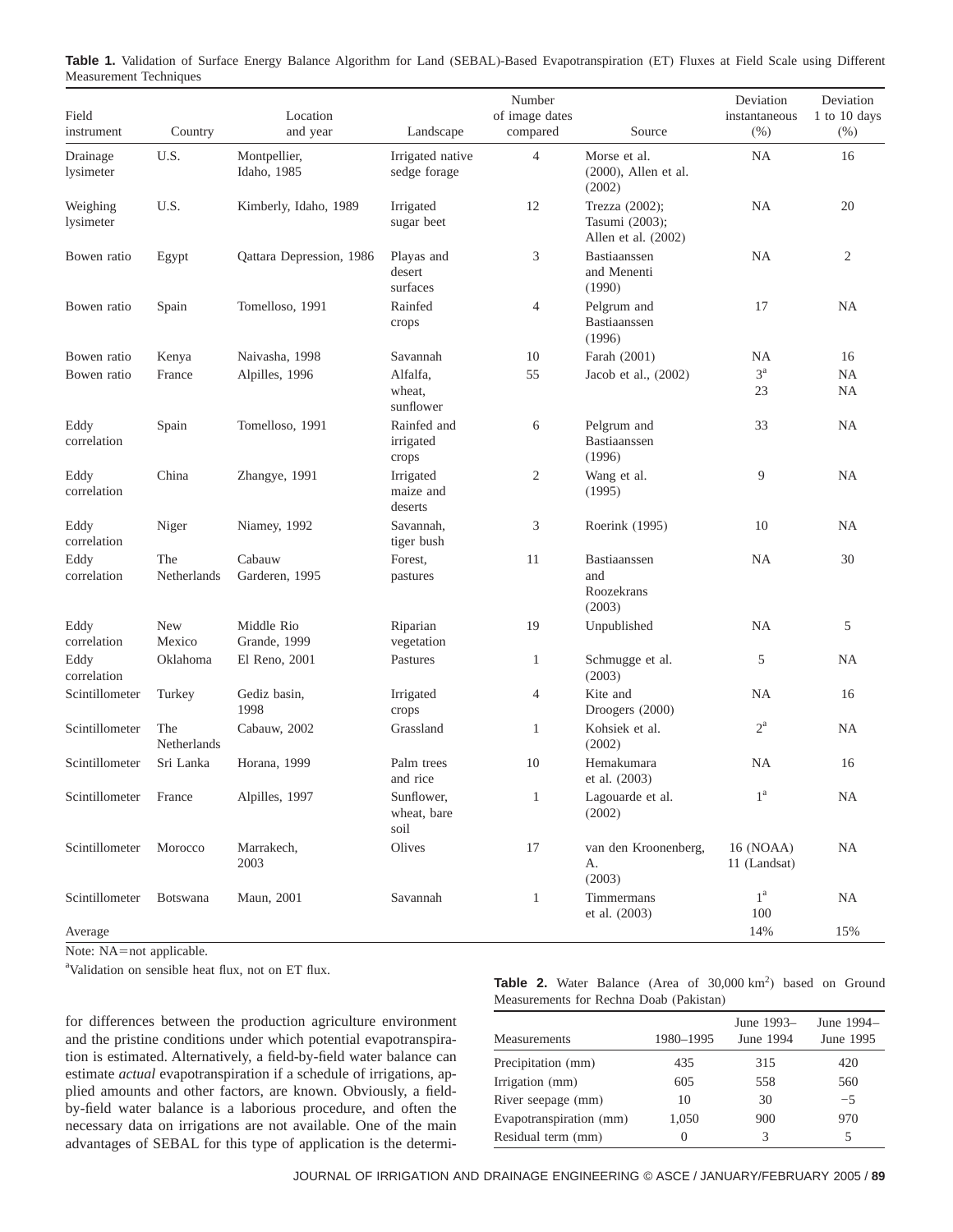**Table 1.** Validation of Surface Energy Balance Algorithm for Land (SEBAL)-Based Evapotranspiration (ET) Fluxes at Field Scale using Different Measurement Techniques

| Field instrument | Country | Location and year | Landscape | Number of image dates compared | Source | Deviation instantaneous (%) | Deviation 1 to 10 days (%) |
|---|---|---|---|---|---|---|---|
| Drainage lysimeter | U.S. | Montpellier, Idaho, 1985 | Irrigated native sedge forage | 4 | Morse et al. (2000), Allen et al. (2002) | NA | 16 |
| Weighing lysimeter | U.S. | Kimberly, Idaho, 1989 | Irrigated sugar beet | 12 | Trezza (2002); Tasumi (2003); Allen et al. (2002) | NA | 20 |
| Bowen ratio | Egypt | Qattara Depression, 1986 | Playas and desert surfaces | 3 | Bastiaanssen and Menenti (1990) | NA | 2 |
| Bowen ratio | Spain | Tomelloso, 1991 | Rainfed crops | 4 | Pelgrum and Bastiaanssen (1996) | 17 | NA |
| Bowen ratio | Kenya | Naivasha, 1998 | Savannah | 10 | Farah (2001) | NA | 16 |
| Bowen ratio | France | Alpilles, 1996 | Alfalfa, wheat, sunflower | 55 | Jacob et al., (2002) | 3[a] 23 | NA NA |
| Eddy correlation | Spain | Tomelloso, 1991 | Rainfed and irrigated crops | 6 | Pelgrum and Bastiaanssen (1996) | 33 | NA |
| Eddy correlation | China | Zhangye, 1991 | Irrigated maize and deserts | 2 | Wang et al. (1995) | 9 | NA |
| Eddy correlation | Niger | Niamey, 1992 | Savannah, tiger bush | 3 | Roerink (1995) | 10 | NA |
| Eddy correlation | The Netherlands | Cabauw Garderen, 1995 | Forest, pastures | 11 | Bastiaanssen and Roozekrans (2003) | NA | 30 |
| Eddy correlation | New Mexico | Middle Rio Grande, 1999 | Riparian vegetation | 19 | Unpublished | NA | 5 |
| Eddy correlation | Oklahoma | El Reno, 2001 | Pastures | 1 | Schmugge et al. (2003) | 5 | NA |
| Scintillometer | Turkey | Gediz basin, 1998 | Irrigated crops | 4 | Kite and Droogers (2000) | NA | 16 |
| Scintillometer | The Netherlands | Cabauw, 2002 | Grassland | 1 | Kohsiek et al. (2002) | 2[a] | NA |
| Scintillometer | Sri Lanka | Horana, 1999 | Palm trees and rice | 10 | Hemakumara et al. (2003) | NA | 16 |
| Scintillometer | France | Alpilles, 1997 | Sunflower, wheat, bare soil | 1 | Lagouarde et al. (2002) | 1[a] | NA |
| Scintillometer | Morocco | Marrakech, 2003 | Olives | 17 | van den Kroonenberg, A. (2003) | 16 (NOAA) 11 (Landsat) | NA |
| Scintillometer | Botswana | Maun, 2001 | Savannah | 1 | Timmermans et al. (2003) | 1[a] 100 | NA |
| Average | | | | | | 14% | 15% |

Note: NA=not applicable.

[a]Validation on sensible heat flux, not on ET flux.

for differences between the production agriculture environment and the pristine conditions under which potential evapotranspiration is estimated. Alternatively, a field-by-field water balance can estimate *actual* evapotranspiration if a schedule of irrigations, applied amounts and other factors, are known. Obviously, a field-by-field water balance is a laborious procedure, and often the necessary data on irrigations are not available. One of the main advantages of SEBAL for this type of application is the determi-

**Table 2.** Water Balance (Area of 30,000 $km^2$) based on Ground Measurements for Rechna Doab (Pakistan)

| Measurements | 1980–1995 | June 1993–June 1994 | June 1994–June 1995 |
|---|---|---|---|
| Precipitation (mm) | 435 | 315 | 420 |
| Irrigation (mm) | 605 | 558 | 560 |
| River seepage (mm) | 10 | 30 | −5 |
| Evapotranspiration (mm) | 1,050 | 900 | 970 |
| Residual term (mm) | 0 | 3 | 5 |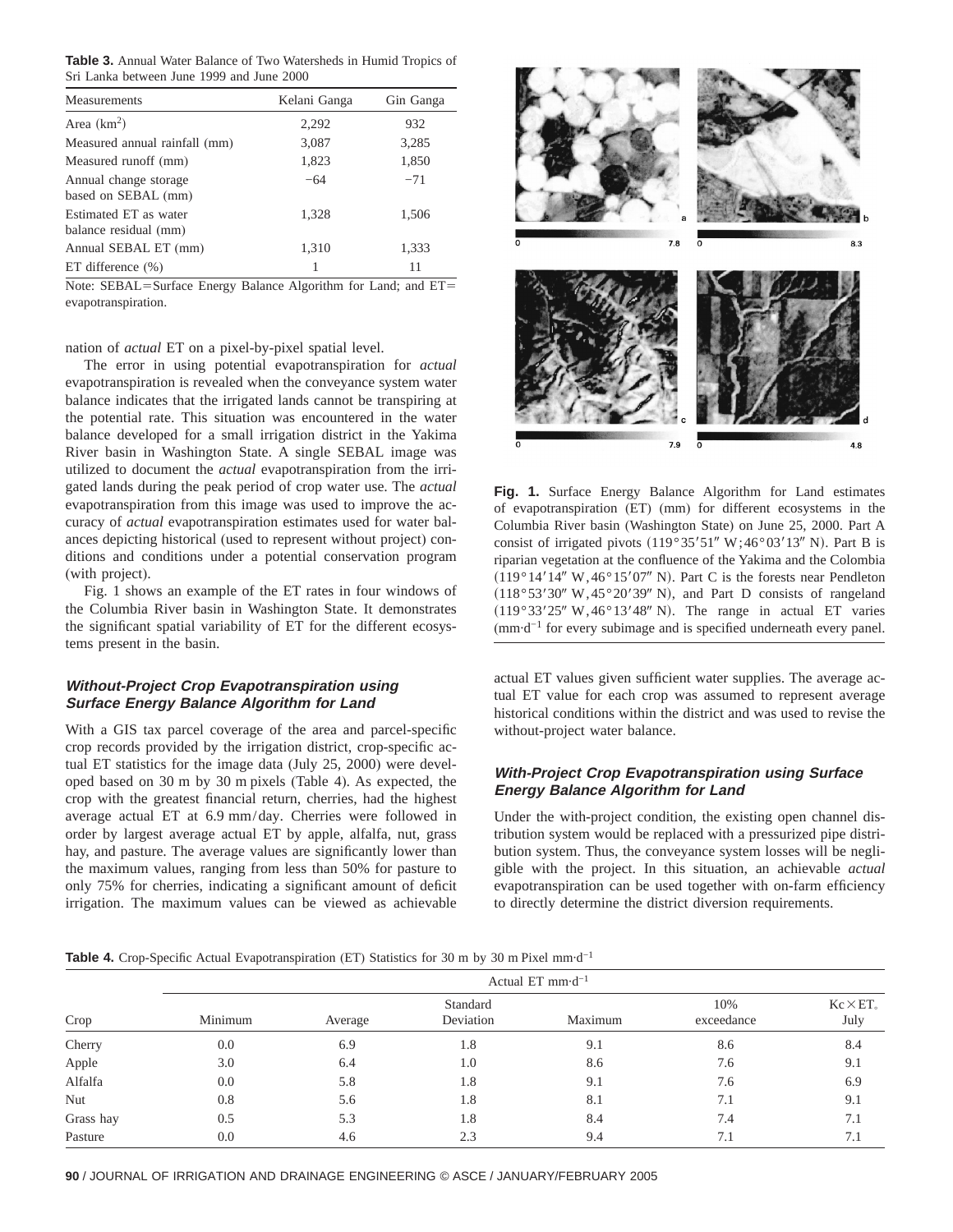**Table 3.** Annual Water Balance of Two Watersheds in Humid Tropics of Sri Lanka between June 1999 and June 2000

| Measurements | Kelani Ganga | Gin Ganga |
|---|---|---|
| Area ($km^2$) | 2,292 | 932 |
| Measured annual rainfall (mm) | 3,087 | 3,285 |
| Measured runoff (mm) | 1,823 | 1,850 |
| Annual change storage based on SEBAL (mm) | −64 | −71 |
| Estimated ET as water balance residual (mm) | 1,328 | 1,506 |
| Annual SEBAL ET (mm) | 1,310 | 1,333 |
| ET difference (%) | 1 | 11 |

Note: SEBAL=Surface Energy Balance Algorithm for Land; and ET= evapotranspiration.

nation of *actual* ET on a pixel-by-pixel spatial level.

The error in using potential evapotranspiration for *actual* evapotranspiration is revealed when the conveyance system water balance indicates that the irrigated lands cannot be transpiring at the potential rate. This situation was encountered in the water balance developed for a small irrigation district in the Yakima River basin in Washington State. A single SEBAL image was utilized to document the *actual* evapotranspiration from the irrigated lands during the peak period of crop water use. The *actual* evapotranspiration from this image was used to improve the accuracy of *actual* evapotranspiration estimates used for water balances depicting historical (used to represent without project) conditions and conditions under a potential conservation program (with project).

Fig. 1 shows an example of the ET rates in four windows of the Columbia River basin in Washington State. It demonstrates the significant spatial variability of ET for the different ecosystems present in the basin.

**Fig. 1.** Surface Energy Balance Algorithm for Land estimates of evapotranspiration (ET) (mm) for different ecosystems in the Columbia River basin (Washington State) on June 25, 2000. Part A consist of irrigated pivots (119°35′51″ W; 46°03′13″ N). Part B is riparian vegetation at the confluence of the Yakima and the Colombia (119°14′14″ W, 46°15′07″ N). Part C is the forests near Pendleton (118°53′30″ W, 45°20′39″ N), and Part D consists of rangeland (119°33′25″ W, 46°13′48″ N). The range in actual ET varies ($mm \cdot d^{-1}$ for every subimage and is specified underneath every panel.

### *Without-Project Crop Evapotranspiration using Surface Energy Balance Algorithm for Land*

With a GIS tax parcel coverage of the area and parcel-specific crop records provided by the irrigation district, crop-specific actual ET statistics for the image data (July 25, 2000) were developed based on 30 m by 30 m pixels (Table 4). As expected, the crop with the greatest financial return, cherries, had the highest average actual ET at 6.9 mm/day. Cherries were followed in order by largest average actual ET by apple, alfalfa, nut, grass hay, and pasture. The average values are significantly lower than the maximum values, ranging from less than 50% for pasture to only 75% for cherries, indicating a significant amount of deficit irrigation. The maximum values can be viewed as achievable actual ET values given sufficient water supplies. The average actual ET value for each crop was assumed to represent average historical conditions within the district and was used to revise the without-project water balance.

### *With-Project Crop Evapotranspiration using Surface Energy Balance Algorithm for Land*

Under the with-project condition, the existing open channel distribution system would be replaced with a pressurized pipe distribution system. Thus, the conveyance system losses will be negligible with the project. In this situation, an achievable *actual* evapotranspiration can be used together with on-farm efficiency to directly determine the district diversion requirements.

**Table 4.** Crop-Specific Actual Evapotranspiration (ET) Statistics for 30 m by 30 m Pixel $mm \cdot d^{-1}$

| | Actual ET $mm \cdot d^{-1}$ | | | | | |
|---|---|---|---|---|---|---|
| Crop | Minimum | Average | Standard Deviation | Maximum | 10% exceedance | $Kc \times ET_o$ July |
| Cherry | 0.0 | 6.9 | 1.8 | 9.1 | 8.6 | 8.4 |
| Apple | 3.0 | 6.4 | 1.0 | 8.6 | 7.6 | 9.1 |
| Alfalfa | 0.0 | 5.8 | 1.8 | 9.1 | 7.6 | 6.9 |
| Nut | 0.8 | 5.6 | 1.8 | 8.1 | 7.1 | 9.1 |
| Grass hay | 0.5 | 5.3 | 1.8 | 8.4 | 7.4 | 7.1 |
| Pasture | 0.0 | 4.6 | 2.3 | 9.4 | 7.1 | 7.1 |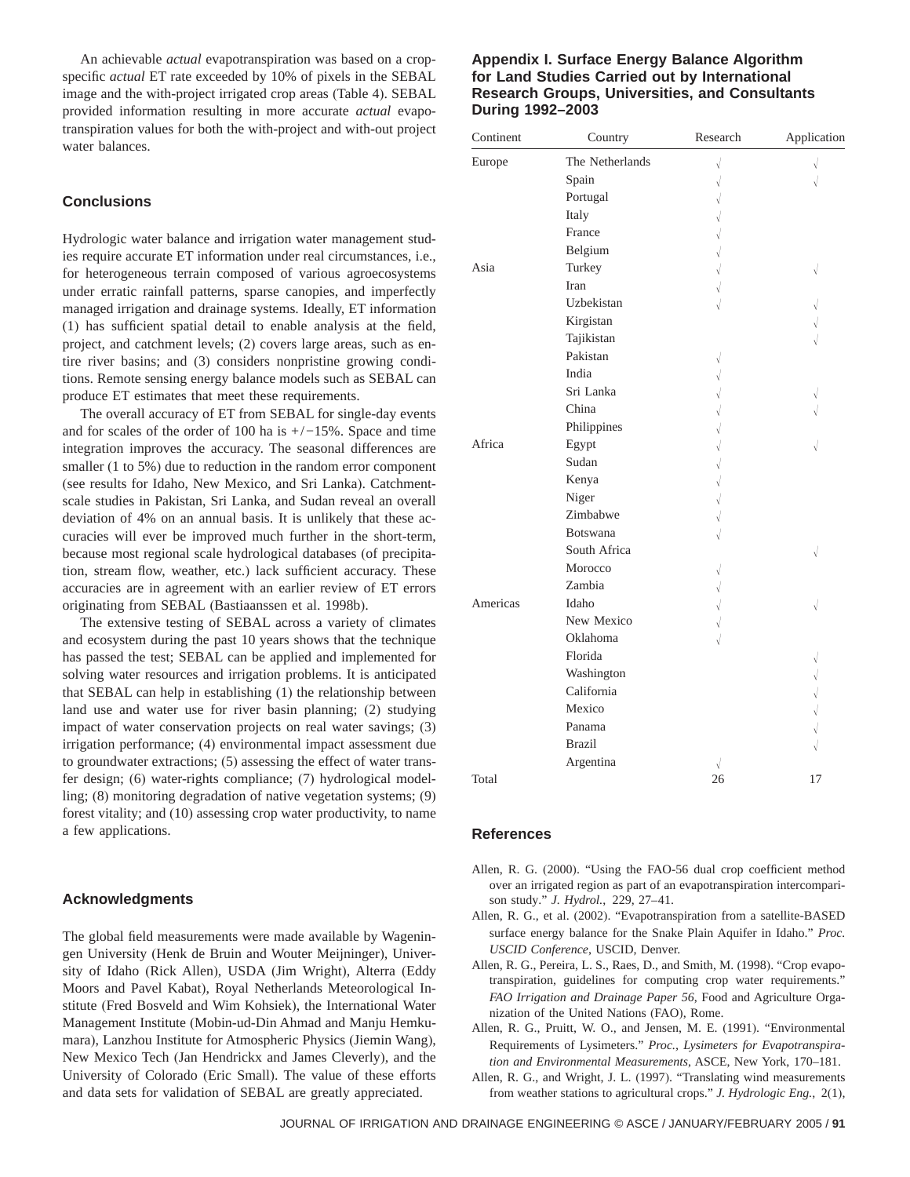An achievable *actual* evapotranspiration was based on a crop-specific *actual* ET rate exceeded by 10% of pixels in the SEBAL image and the with-project irrigated crop areas (Table 4). SEBAL provided information resulting in more accurate *actual* evapotranspiration values for both the with-project and with-out project water balances.

## Conclusions

Hydrologic water balance and irrigation water management studies require accurate ET information under real circumstances, i.e., for heterogeneous terrain composed of various agroecosystems under erratic rainfall patterns, sparse canopies, and imperfectly managed irrigation and drainage systems. Ideally, ET information (1) has sufficient spatial detail to enable analysis at the field, project, and catchment levels; (2) covers large areas, such as entire river basins; and (3) considers nonpristine growing conditions. Remote sensing energy balance models such as SEBAL can produce ET estimates that meet these requirements.

The overall accuracy of ET from SEBAL for single-day events and for scales of the order of 100 ha is +/−15%. Space and time integration improves the accuracy. The seasonal differences are smaller (1 to 5%) due to reduction in the random error component (see results for Idaho, New Mexico, and Sri Lanka). Catchment-scale studies in Pakistan, Sri Lanka, and Sudan reveal an overall deviation of 4% on an annual basis. It is unlikely that these accuracies will ever be improved much further in the short-term, because most regional scale hydrological databases (of precipitation, stream flow, weather, etc.) lack sufficient accuracy. These accuracies are in agreement with an earlier review of ET errors originating from SEBAL (Bastiaanssen et al. 1998b).

The extensive testing of SEBAL across a variety of climates and ecosystem during the past 10 years shows that the technique has passed the test; SEBAL can be applied and implemented for solving water resources and irrigation problems. It is anticipated that SEBAL can help in establishing (1) the relationship between land use and water use for river basin planning; (2) studying impact of water conservation projects on real water savings; (3) irrigation performance; (4) environmental impact assessment due to groundwater extractions; (5) assessing the effect of water transfer design; (6) water-rights compliance; (7) hydrological modelling; (8) monitoring degradation of native vegetation systems; (9) forest vitality; and (10) assessing crop water productivity, to name a few applications.

## Acknowledgments

The global field measurements were made available by Wageningen University (Henk de Bruin and Wouter Meijninger), University of Idaho (Rick Allen), USDA (Jim Wright), Alterra (Eddy Moors and Pavel Kabat), Royal Netherlands Meteorological Institute (Fred Bosveld and Wim Kohsiek), the International Water Management Institute (Mobin-ud-Din Ahmad and Manju Hemkumara), Lanzhou Institute for Atmospheric Physics (Jiemin Wang), New Mexico Tech (Jan Hendrickx and James Cleverly), and the University of Colorado (Eric Small). The value of these efforts and data sets for validation of SEBAL are greatly appreciated.

## Appendix I. Surface Energy Balance Algorithm for Land Studies Carried out by International Research Groups, Universities, and Consultants During 1992–2003

| Continent | Country | Research | Application |
|---|---|---|---|
| Europe | The Netherlands | √ | √ |
| | Spain | √ | √ |
| | Portugal | √ | |
| | Italy | √ | |
| | France | √ | |
| | Belgium | √ | |
| Asia | Turkey | √ | √ |
| | Iran | √ | |
| | Uzbekistan | √ | √ |
| | Kirgistan | | √ |
| | Tajikistan | | √ |
| | Pakistan | √ | |
| | India | √ | |
| | Sri Lanka | √ | √ |
| | China | √ | √ |
| | Philippines | √ | |
| Africa | Egypt | √ | √ |
| | Sudan | √ | |
| | Kenya | √ | |
| | Niger | √ | |
| | Zimbabwe | √ | |
| | Botswana | √ | |
| | South Africa | | √ |
| | Morocco | √ | |
| | Zambia | √ | |
| Americas | Idaho | √ | √ |
| | New Mexico | √ | |
| | Oklahoma | √ | |
| | Florida | | √ |
| | Washington | | √ |
| | California | | √ |
| | Mexico | | √ |
| | Panama | | √ |
| | Brazil | | √ |
| | Argentina | √ | |
| Total | | 26 | 17 |

## References

Allen, R. G. (2000). "Using the FAO-56 dual crop coefficient method over an irrigated region as part of an evapotranspiration intercomparison study." *J. Hydrol.*, 229, 27–41.

Allen, R. G., et al. (2002). "Evapotranspiration from a satellite-BASED surface energy balance for the Snake Plain Aquifer in Idaho." *Proc. USCID Conference*, USCID, Denver.

Allen, R. G., Pereira, L. S., Raes, D., and Smith, M. (1998). "Crop evapotranspiration, guidelines for computing crop water requirements." *FAO Irrigation and Drainage Paper 56*, Food and Agriculture Organization of the United Nations (FAO), Rome.

Allen, R. G., Pruitt, W. O., and Jensen, M. E. (1991). "Environmental Requirements of Lysimeters." *Proc., Lysimeters for Evapotranspiration and Environmental Measurements*, ASCE, New York, 170–181.

Allen, R. G., and Wright, J. L. (1997). "Translating wind measurements from weather stations to agricultural crops." *J. Hydrologic Eng.*, 2(1),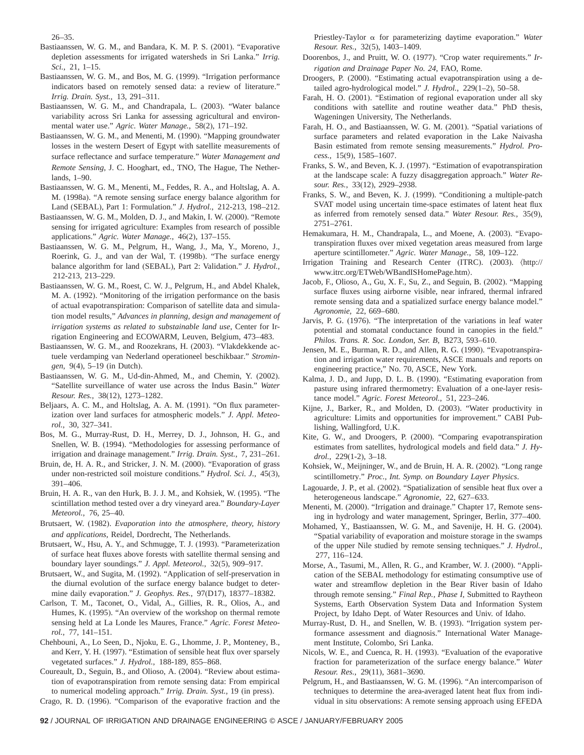26–35.

Bastiaanssen, W. G. M., and Bandara, K. M. P. S. (2001). “Evaporative depletion assessments for irrigated watersheds in Sri Lanka.” *Irrig. Sci.*, 21, 1–15.

Bastiaanssen, W. G. M., and Bos, M. G. (1999). “Irrigation performance indicators based on remotely sensed data: a review of literature.” *Irrig. Drain. Syst.*, 13, 291–311.

Bastiaanssen, W. G. M., and Chandrapala, L. (2003). “Water balance variability across Sri Lanka for assessing agricultural and environmental water use.” *Agric. Water Manage.*, 58(2), 171–192.

Bastiaanssen, W. G. M., and Menenti, M. (1990). “Mapping groundwater losses in the western Desert of Egypt with satellite measurements of surface reflectance and surface temperature.” *Water Management and Remote Sensing*, J. C. Hooghart, ed., TNO, The Hague, The Netherlands, 1–90.

Bastiaanssen, W. G. M., Menenti, M., Feddes, R. A., and Holtslag, A. A. M. (1998a). “A remote sensing surface energy balance algorithm for Land (SEBAL), Part 1: Formulation.” *J. Hydrol.*, 212-213, 198–212.

Bastiaanssen, W. G. M., Molden, D. J., and Makin, I. W. (2000). “Remote sensing for irrigated agriculture: Examples from research of possible applications.” *Agric. Water Manage.*, 46(2), 137–155.

Bastiaanssen, W. G. M., Pelgrum, H., Wang, J., Ma, Y., Moreno, J., Roerink, G. J., and van der Wal, T. (1998b). “The surface energy balance algorithm for land (SEBAL), Part 2: Validation.” *J. Hydrol.*, 212-213, 213–229.

Bastiaanssen, W. G. M., Roest, C. W. J., Pelgrum, H., and Abdel Khalek, M. A. (1992). “Monitoring of the irrigation performance on the basis of actual evapotranspiration: Comparison of satellite data and simulation model results,” *Advances in planning, design and management of irrigation systems as related to substainable land use*, Center for Irrigation Engineering and ECOWARM, Leuven, Belgium, 473–483.

Bastiaanssen, W. G. M., and Roozekrans, H. (2003). “Vlakdekkende actuele verdamping van Nederland operationeel beschikbaar.” *Stromingen*, 9(4), 5–19 (in Dutch).

Bastiaanssen, W. G. M., Ud-din-Ahmed, M., and Chemin, Y. (2002). “Satellite surveillance of water use across the Indus Basin.” *Water Resour. Res.*, 38(12), 1273–1282.

Beljaars, A. C. M., and Holtslag, A. A. M. (1991). “On flux parameterization over land surfaces for atmospheric models.” *J. Appl. Meteorol.*, 30, 327–341.

Bos, M. G., Murray-Rust, D. H., Merrey, D. J., Johnson, H. G., and Snellen, W. B. (1994). “Methodologies for assessing performance of irrigation and drainage management.” *Irrig. Drain. Syst.*, 7, 231–261.

Bruin, de, H. A. R., and Stricker, J. N. M. (2000). “Evaporation of grass under non-restricted soil moisture conditions.” *Hydrol. Sci. J.*, 45(3), 391–406.

Bruin, H. A. R., van den Hurk, B. J. J. M., and Kohsiek, W. (1995). “The scintillation method tested over a dry vineyard area.” *Boundary-Layer Meteorol.*, 76, 25–40.

Brutsaert, W. (1982). *Evaporation into the atmosphere, theory, history and applications*, Reidel, Dordrecht, The Netherlands.

Brutsaert, W., Hsu, A. Y., and Schmugge, T. J. (1993). “Parameterization of surface heat fluxes above forests with satellite thermal sensing and boundary layer soundings.” *J. Appl. Meteorol.*, 32(5), 909–917.

Brutsaert, W., and Sugita, M. (1992). “Application of self-preservation in the diurnal evolution of the surface energy balance budget to determine daily evaporation.” *J. Geophys. Res.*, 97(D17), 18377–18382.

Carlson, T. M., Taconet, O., Vidal, A., Gillies, R. R., Olios, A., and Humes, K. (1995). “An overview of the workshop on thermal remote sensing held at La Londe les Maures, France.” *Agric. Forest Meteorol.*, 77, 141–151.

Chehbouni, A., Lo Seen, D., Njoku, E. G., Lhomme, J. P., Monteney, B., and Kerr, Y. H. (1997). “Estimation of sensible heat flux over sparsely vegetated surfaces.” *J. Hydrol.*, 188-189, 855–868.

Coureault, D., Seguin, B., and Olioso, A. (2004). “Review about estimation of evapotranspiration from remote sensing data: From empirical to numerical modeling approach.” *Irrig. Drain. Syst.*, 19 (in press).

Crago, R. D. (1996). “Comparison of the evaporative fraction and the Priestley-Taylor $\alpha$ for parameterizing daytime evaporation.” *Water Resour. Res.*, 32(5), 1403–1409.

Doorenbos, J., and Pruitt, W. O. (1977). “Crop water requirements.” *Irrigation and Drainage Paper No. 24*, FAO, Rome.

Droogers, P. (2000). “Estimating actual evapotranspiration using a detailed agro-hydrological model.” *J. Hydrol.*, 229(1–2), 50–58.

Farah, H. O. (2001). “Estimation of regional evaporation under all sky conditions with satellite and routine weather data.” PhD thesis, Wageningen University, The Netherlands.

Farah, H. O., and Bastiaanssen, W. G. M. (2001). “Spatial variations of surface parameters and related evaporation in the Lake Naivasha Basin estimated from remote sensing measurements.” *Hydrol. Process.*, 15(9), 1585–1607.

Franks, S. W., and Beven, K. J. (1997). “Estimation of evapotranspiration at the landscape scale: A fuzzy disaggregation approach.” *Water Resour. Res.*, 33(12), 2929–2938.

Franks, S. W., and Beven, K. J. (1999). “Conditioning a multiple-patch SVAT model using uncertain time-space estimates of latent heat flux as inferred from remotely sensed data.” *Water Resour. Res.*, 35(9), 2751–2761.

Hemakumara, H. M., Chandrapala, L., and Moene, A. (2003). “Evapotranspiration fluxes over mixed vegetation areas measured from large aperture scintillometer.” *Agric. Water Manage.*, 58, 109–122.

Irrigation Training and Research Center (ITRC). (2003). ⟨http://www.itrc.org/ETWeb/WBandISHomePage.htm⟩.

Jacob, F., Olioso, A., Gu, X. F., Su, Z., and Seguin, B. (2002). “Mapping surface fluxes using airborne visible, near infrared, thermal infrared remote sensing data and a spatialized surface energy balance model.” *Agronomie*, 22, 669–680.

Jarvis, P. G. (1976). “The interpretation of the variations in leaf water potential and stomatal conductance found in canopies in the field.” *Philos. Trans. R. Soc. London, Ser. B*, B273, 593–610.

Jensen, M. E., Burman, R. D., and Allen, R. G. (1990). “Evapotranspiration and irrigation water requirements, ASCE manuals and reports on engineering practice,” No. 70, ASCE, New York.

Kalma, J. D., and Jupp, D. L. B. (1990). “Estimating evaporation from pasture using infrared thermometry: Evaluation of a one-layer resistance model.” *Agric. Forest Meteorol.*, 51, 223–246.

Kijne, J., Barker, R., and Molden, D. (2003). “Water productivity in agriculture: Limits and opportunities for improvement.” CABI Publishing, Wallingford, U.K.

Kite, G. W., and Droogers, P. (2000). “Comparing evapotranspiration estimates from satellites, hydrological models and field data.” *J. Hydrol.*, 229(1-2), 3–18.

Kohsiek, W., Meijninger, W., and de Bruin, H. A. R. (2002). “Long range scintillometry.” *Proc., Int. Symp. on Boundary Layer Physics*.

Lagouarde, J. P., et al. (2002). “Spatialization of sensible heat flux over a heterogeneous landscape.” *Agronomie*, 22, 627–633.

Menenti, M. (2000). “Irrigation and drainage.” Chapter 17, Remote sensing in hydrology and water management, Springer, Berlin, 377–400.

Mohamed, Y., Bastiaanssen, W. G. M., and Savenije, H. H. G. (2004). “Spatial variability of evaporation and moisture storage in the swamps of the upper Nile studied by remote sensing techniques.” *J. Hydrol.*, 277, 116–124.

Morse, A., Tasumi, M., Allen, R. G., and Kramber, W. J. (2000). “Application of the SEBAL methodology for estimating consumptive use of water and streamflow depletion in the Bear River basin of Idaho through remote sensing.” *Final Rep., Phase I*, Submitted to Raytheon Systems, Earth Observation System Data and Information System Project, by Idaho Dept. of Water Resources and Univ. of Idaho.

Murray-Rust, D. H., and Snellen, W. B. (1993). “Irrigation system performance assessment and diagnosis.” International Water Management Institute, Colombo, Sri Lanka.

Nicols, W. E., and Cuenca, R. H. (1993). “Evaluation of the evaporative fraction for parameterization of the surface energy balance.” *Water Resour. Res.*, 29(11), 3681–3690.

Pelgrum, H., and Bastiaanssen, W. G. M. (1996). “An intercomparison of techniques to determine the area-averaged latent heat flux from individual in situ observations: A remote sensing approach using EFEDA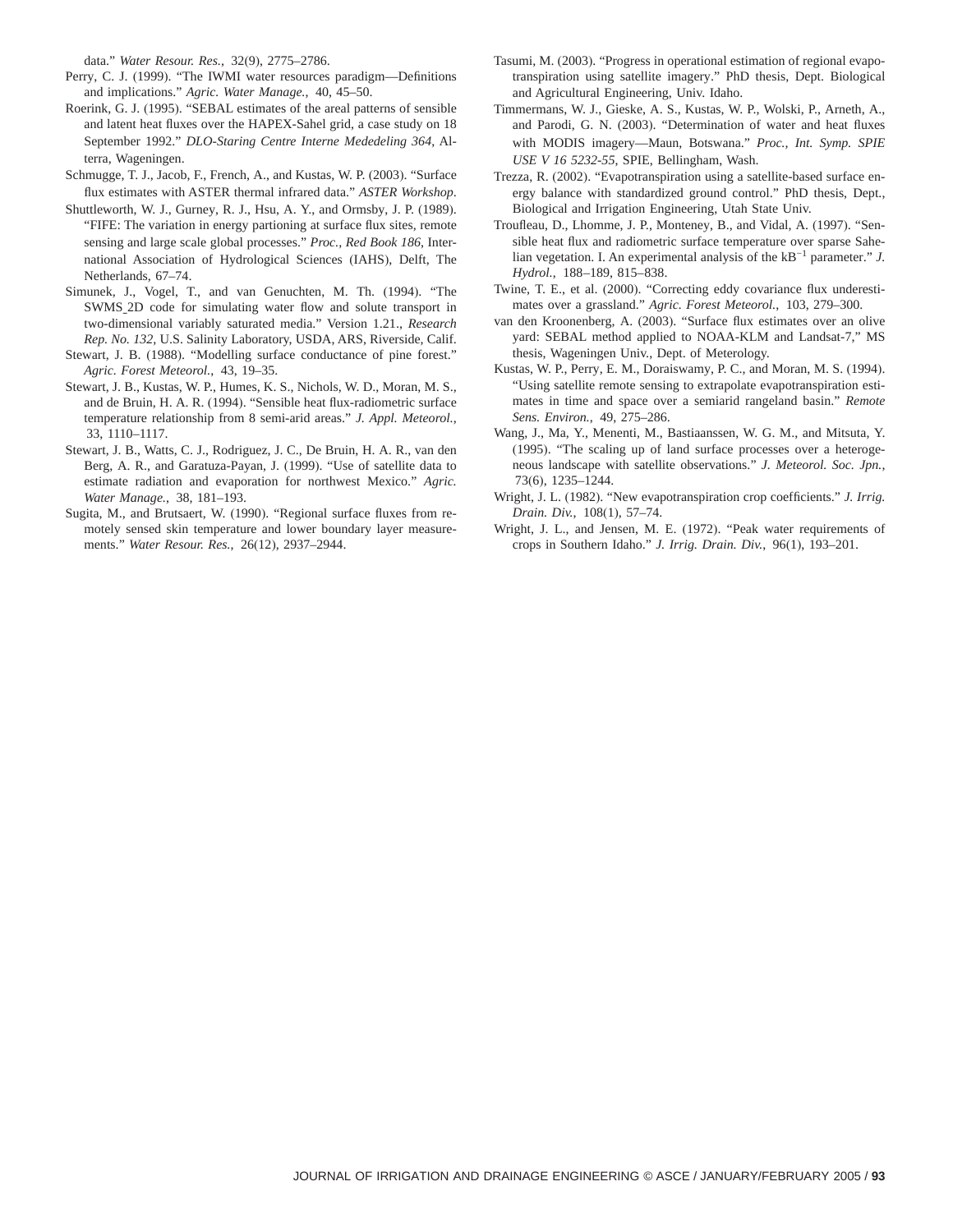data." *Water Resour. Res.*, 32(9), 2775–2786.

Perry, C. J. (1999). "The IWMI water resources paradigm—Definitions and implications." *Agric. Water Manage.*, 40, 45–50.

Roerink, G. J. (1995). "SEBAL estimates of the areal patterns of sensible and latent heat fluxes over the HAPEX-Sahel grid, a case study on 18 September 1992." *DLO-Staring Centre Interne Mededeling 364*, Alterra, Wageningen.

Schmugge, T. J., Jacob, F., French, A., and Kustas, W. P. (2003). "Surface flux estimates with ASTER thermal infrared data." *ASTER Workshop*.

Shuttleworth, W. J., Gurney, R. J., Hsu, A. Y., and Ormsby, J. P. (1989). "FIFE: The variation in energy partioning at surface flux sites, remote sensing and large scale global processes." *Proc., Red Book 186*, International Association of Hydrological Sciences (IAHS), Delft, The Netherlands, 67–74.

Simunek, J., Vogel, T., and van Genuchten, M. Th. (1994). "The SWMS_2D code for simulating water flow and solute transport in two-dimensional variably saturated media." Version 1.21., *Research Rep. No. 132*, U.S. Salinity Laboratory, USDA, ARS, Riverside, Calif.

Stewart, J. B. (1988). "Modelling surface conductance of pine forest." *Agric. Forest Meteorol.*, 43, 19–35.

Stewart, J. B., Kustas, W. P., Humes, K. S., Nichols, W. D., Moran, M. S., and de Bruin, H. A. R. (1994). "Sensible heat flux-radiometric surface temperature relationship from 8 semi-arid areas." *J. Appl. Meteorol.*, 33, 1110–1117.

Stewart, J. B., Watts, C. J., Rodriguez, J. C., De Bruin, H. A. R., van den Berg, A. R., and Garatuza-Payan, J. (1999). "Use of satellite data to estimate radiation and evaporation for northwest Mexico." *Agric. Water Manage.*, 38, 181–193.

Sugita, M., and Brutsaert, W. (1990). "Regional surface fluxes from remotely sensed skin temperature and lower boundary layer measurements." *Water Resour. Res.*, 26(12), 2937–2944.

Tasumi, M. (2003). "Progress in operational estimation of regional evapotranspiration using satellite imagery." PhD thesis, Dept. Biological and Agricultural Engineering, Univ. Idaho.

Timmermans, W. J., Gieske, A. S., Kustas, W. P., Wolski, P., Arneth, A., and Parodi, G. N. (2003). "Determination of water and heat fluxes with MODIS imagery—Maun, Botswana." *Proc., Int. Symp. SPIE USE V 16 5232-55*, SPIE, Bellingham, Wash.

Trezza, R. (2002). "Evapotranspiration using a satellite-based surface energy balance with standardized ground control." PhD thesis, Dept., Biological and Irrigation Engineering, Utah State Univ.

Troufleau, D., Lhomme, J. P., Monteney, B., and Vidal, A. (1997). "Sensible heat flux and radiometric surface temperature over sparse Sahelian vegetation. I. An experimental analysis of the $kB^{-1}$ parameter." *J. Hydrol.*, 188–189, 815–838.

Twine, T. E., et al. (2000). "Correcting eddy covariance flux underestimates over a grassland." *Agric. Forest Meteorol.*, 103, 279–300.

van den Kroonenberg, A. (2003). "Surface flux estimates over an olive yard: SEBAL method applied to NOAA-KLM and Landsat-7," MS thesis, Wageningen Univ., Dept. of Meterology.

Kustas, W. P., Perry, E. M., Doraiswamy, P. C., and Moran, M. S. (1994). "Using satellite remote sensing to extrapolate evapotranspiration estimates in time and space over a semiarid rangeland basin." *Remote Sens. Environ.*, 49, 275–286.

Wang, J., Ma, Y., Menenti, M., Bastiaanssen, W. G. M., and Mitsuta, Y. (1995). "The scaling up of land surface processes over a heterogeneous landscape with satellite observations." *J. Meteorol. Soc. Jpn.*, 73(6), 1235–1244.

Wright, J. L. (1982). "New evapotranspiration crop coefficients." *J. Irrig. Drain. Div.*, 108(1), 57–74.

Wright, J. L., and Jensen, M. E. (1972). "Peak water requirements of crops in Southern Idaho." *J. Irrig. Drain. Div.*, 96(1), 193–201.